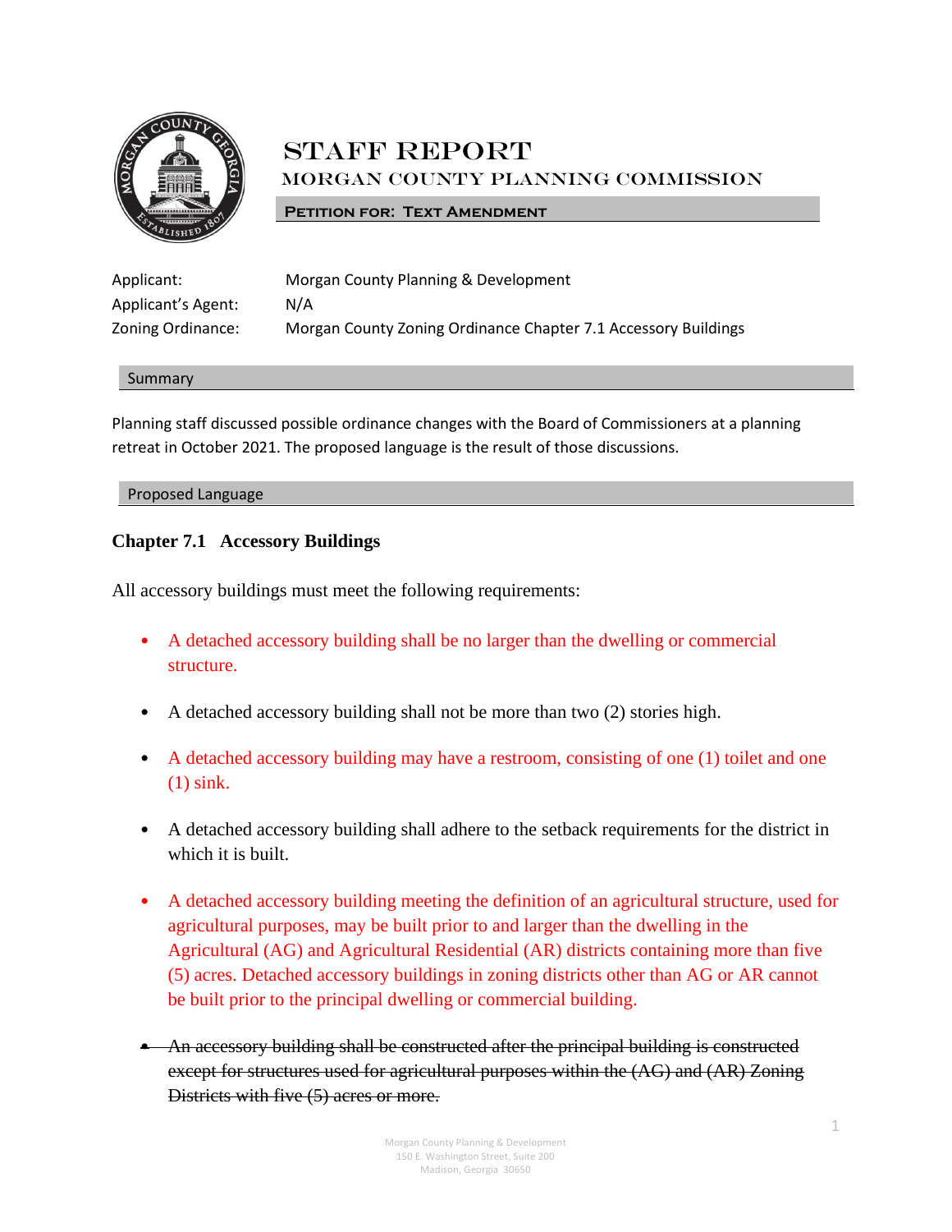# STAFF REPORT

## MORGAN COUNTY PLANNING COMMISSION

**PETITION FOR: TEXT AMENDMENT**

Applicant: Morgan County Planning & Development

Applicant's Agent: N/A

Zoning Ordinance: Morgan County Zoning Ordinance Chapter 7.1 Accessory Buildings

### Summary

Planning staff discussed possible ordinance changes with the Board of Commissioners at a planning retreat in October 2021. The proposed language is the result of those discussions.

### Proposed Language

**Chapter 7.1 Accessory Buildings**

All accessory buildings must meet the following requirements:

- A detached accessory building shall be no larger than the dwelling or commercial structure.
- A detached accessory building shall not be more than two (2) stories high.
- A detached accessory building may have a restroom, consisting of one (1) toilet and one (1) sink.
- A detached accessory building shall adhere to the setback requirements for the district in which it is built.
- A detached accessory building meeting the definition of an agricultural structure, used for agricultural purposes, may be built prior to and larger than the dwelling in the Agricultural (AG) and Agricultural Residential (AR) districts containing more than five (5) acres. Detached accessory buildings in zoning districts other than AG or AR cannot be built prior to the principal dwelling or commercial building.
- ~~An accessory building shall be constructed after the principal building is constructed except for structures used for agricultural purposes within the (AG) and (AR) Zoning Districts with five (5) acres or more.~~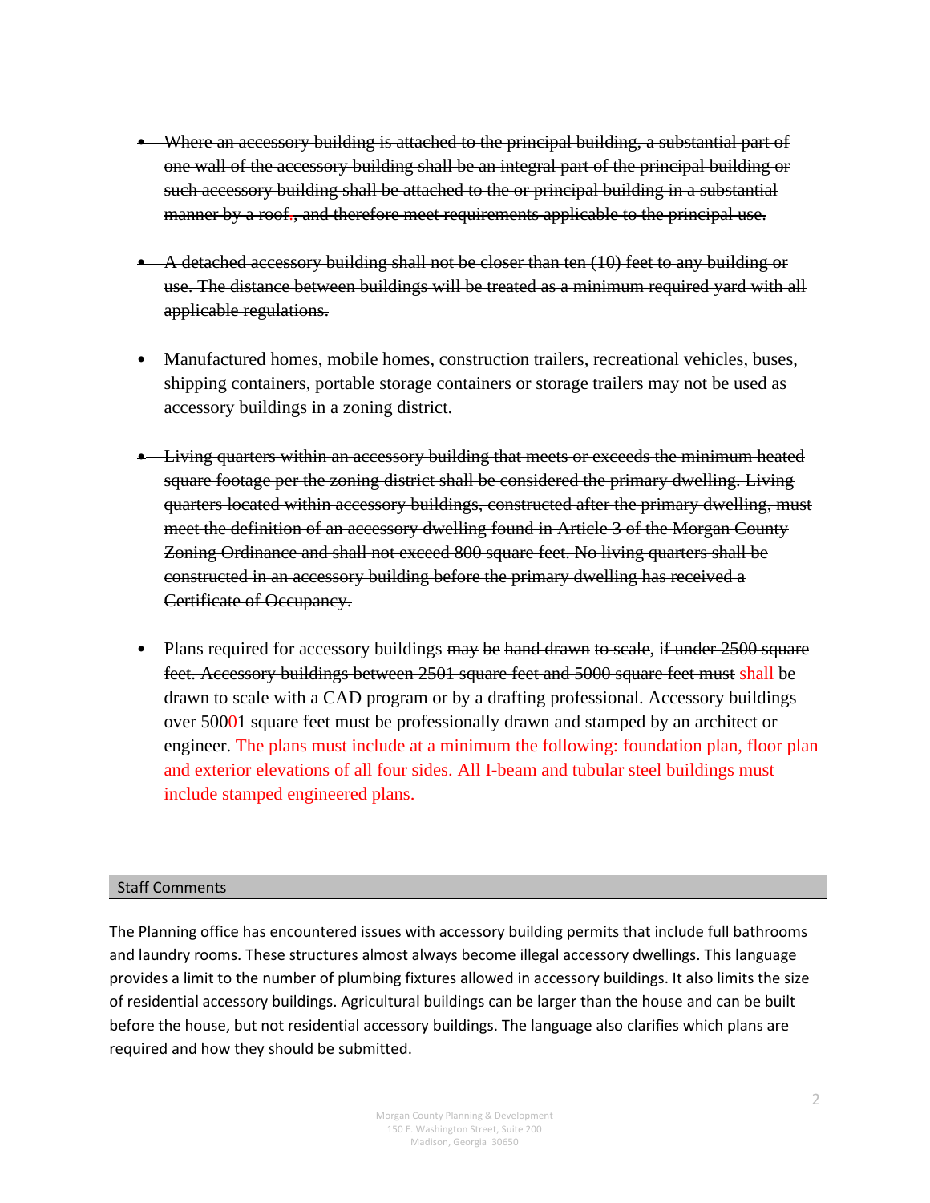- ~~Where an accessory building is attached to the principal building, a substantial part of one wall of the accessory building shall be an integral part of the principal building or such accessory building shall be attached to the or principal building in a substantial manner by a roof., and therefore meet requirements applicable to the principal use.~~

- ~~A detached accessory building shall not be closer than ten (10) feet to any building or use. The distance between buildings will be treated as a minimum required yard with all applicable regulations.~~

- Manufactured homes, mobile homes, construction trailers, recreational vehicles, buses, shipping containers, portable storage containers or storage trailers may not be used as accessory buildings in a zoning district.

- ~~Living quarters within an accessory building that meets or exceeds the minimum heated square footage per the zoning district shall be considered the primary dwelling. Living quarters located within accessory buildings, constructed after the primary dwelling, must meet the definition of an accessory dwelling found in Article 3 of the Morgan County Zoning Ordinance and shall not exceed 800 square feet. No living quarters shall be constructed in an accessory building before the primary dwelling has received a Certificate of Occupancy.~~

- Plans required for accessory buildings ~~may~~ be ~~hand drawn to scale~~, ~~if under 2500 square feet. Accessory buildings between 2501 square feet and 5000 square feet must~~ shall be drawn to scale with a CAD program or by a drafting professional. Accessory buildings over 5000~~1~~ square feet must be professionally drawn and stamped by an architect or engineer. The plans must include at a minimum the following: foundation plan, floor plan and exterior elevations of all four sides. All I-beam and tubular steel buildings must include stamped engineered plans.

## Staff Comments

The Planning office has encountered issues with accessory building permits that include full bathrooms and laundry rooms. These structures almost always become illegal accessory dwellings. This language provides a limit to the number of plumbing fixtures allowed in accessory buildings. It also limits the size of residential accessory buildings. Agricultural buildings can be larger than the house and can be built before the house, but not residential accessory buildings. The language also clarifies which plans are required and how they should be submitted.